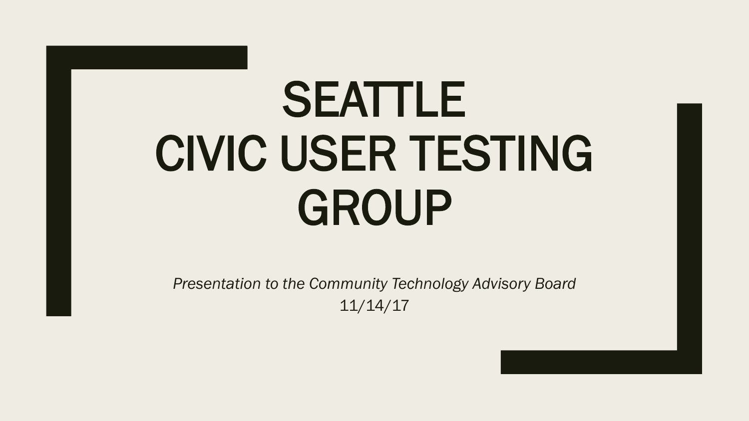# SEATTLE CIVIC USER TESTING GROUP

*Presentation to the Community Technology Advisory Board*

11/14/17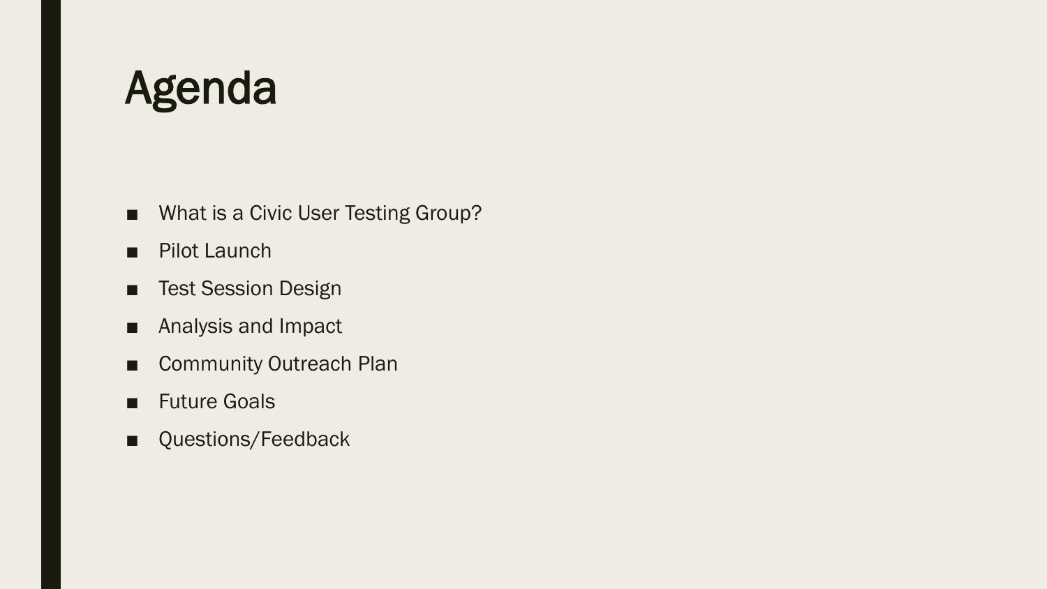# Agenda

- What is a Civic User Testing Group?
- Pilot Launch
- Test Session Design
- Analysis and Impact
- Community Outreach Plan
- Future Goals
- Questions/Feedback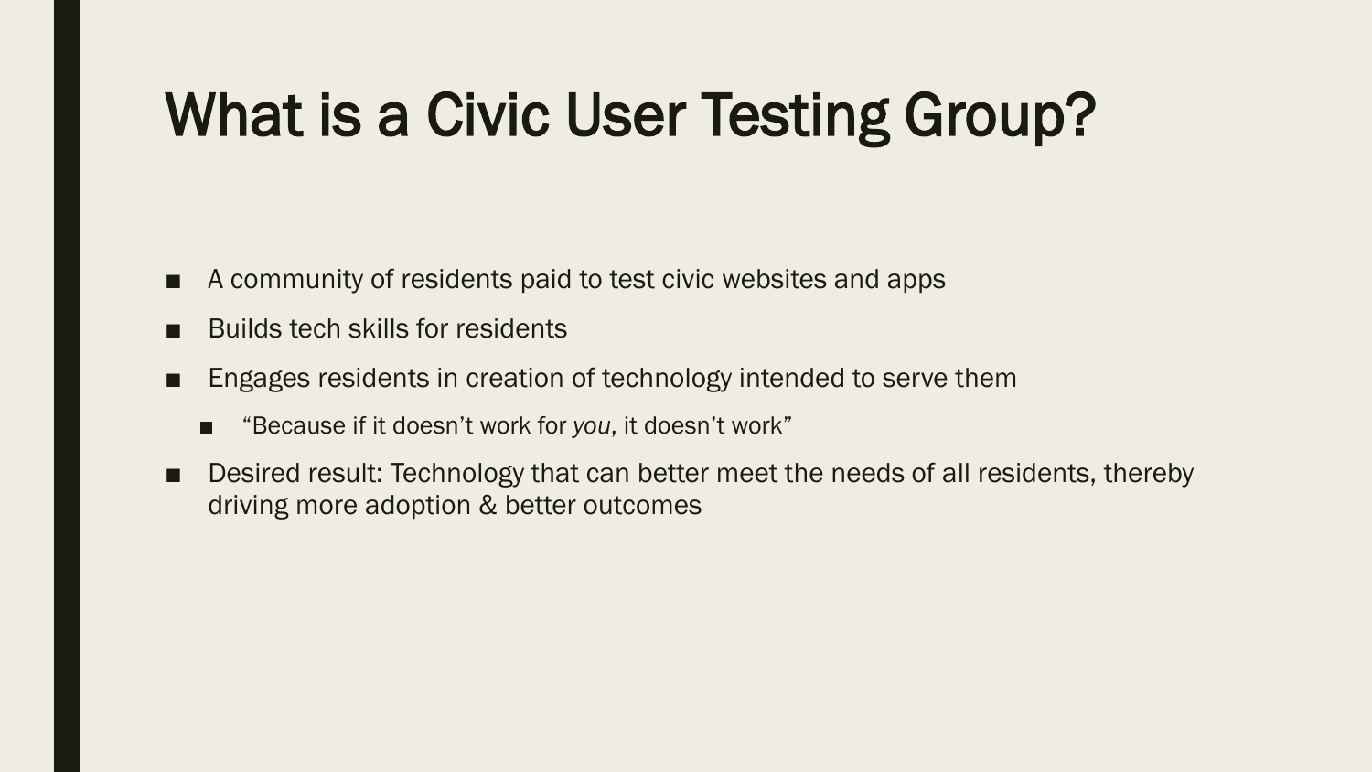# What is a Civic User Testing Group?

- A community of residents paid to test civic websites and apps
- Builds tech skills for residents
- Engages residents in creation of technology intended to serve them
  - "Because if it doesn't work for *you*, it doesn't work"
- Desired result: Technology that can better meet the needs of all residents, thereby driving more adoption & better outcomes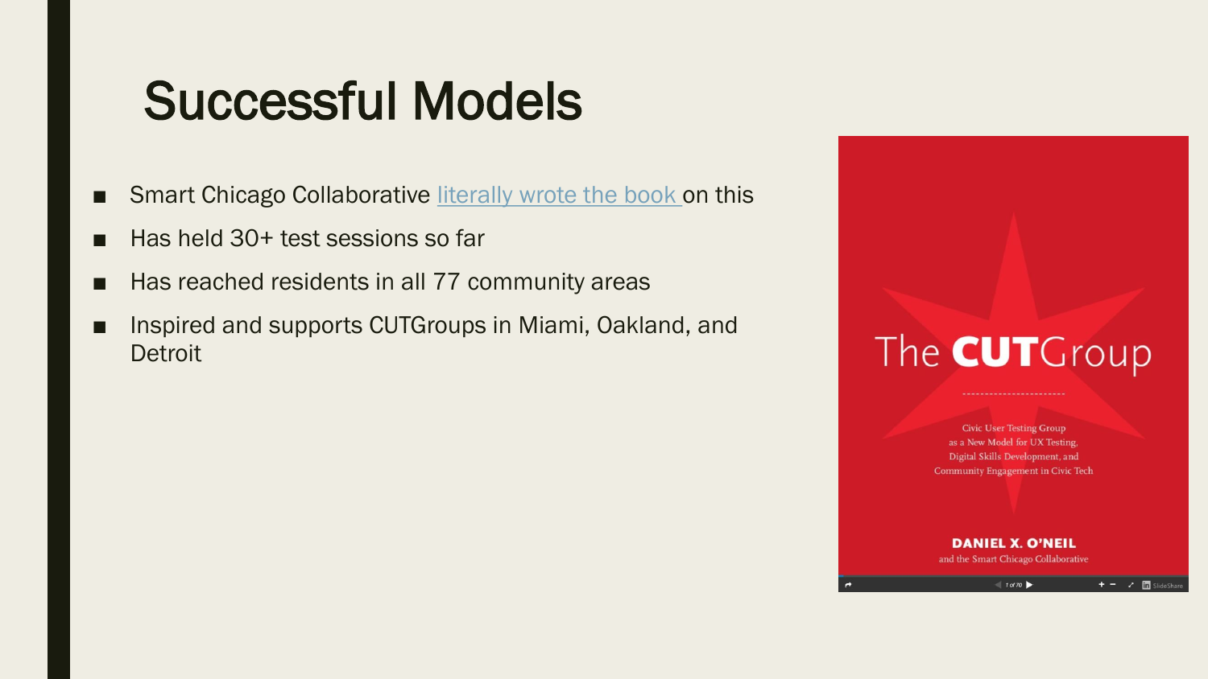# Successful Models

- Smart Chicago Collaborative literally wrote the book on this
- Has held 30+ test sessions so far
- Has reached residents in all 77 community areas
- Inspired and supports CUTGroups in Miami, Oakland, and Detroit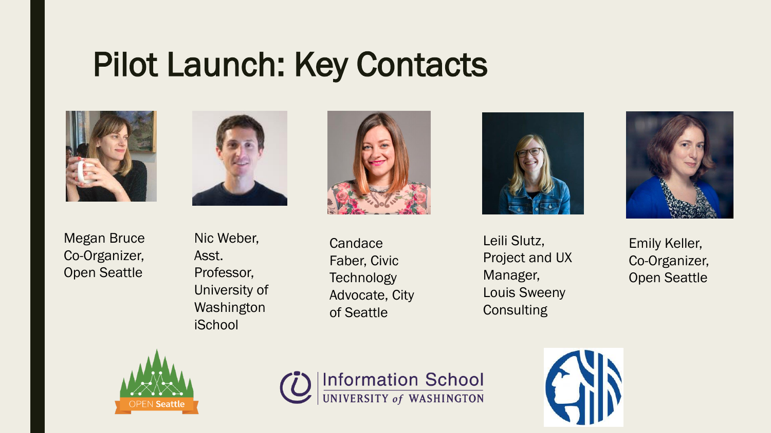# Pilot Launch: Key Contacts

- Megan Bruce Co-Organizer, Open Seattle
- Nic Weber, Asst. Professor, University of Washington iSchool
- Candace Faber, Civic Technology Advocate, City of Seattle
- Leili Slutz, Project and UX Manager, Louis Sweeny Consulting
- Emily Keller, Co-Organizer, Open Seattle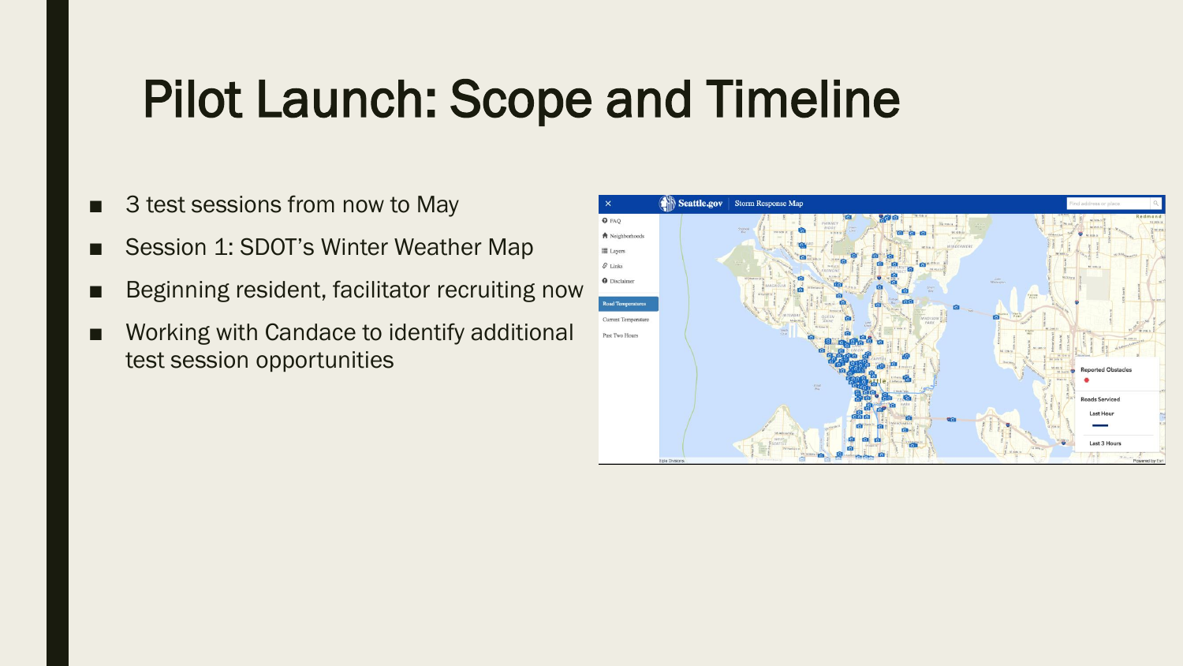# Pilot Launch: Scope and Timeline

- 3 test sessions from now to May
- Session 1: SDOT's Winter Weather Map
- Beginning resident, facilitator recruiting now
- Working with Candace to identify additional test session opportunities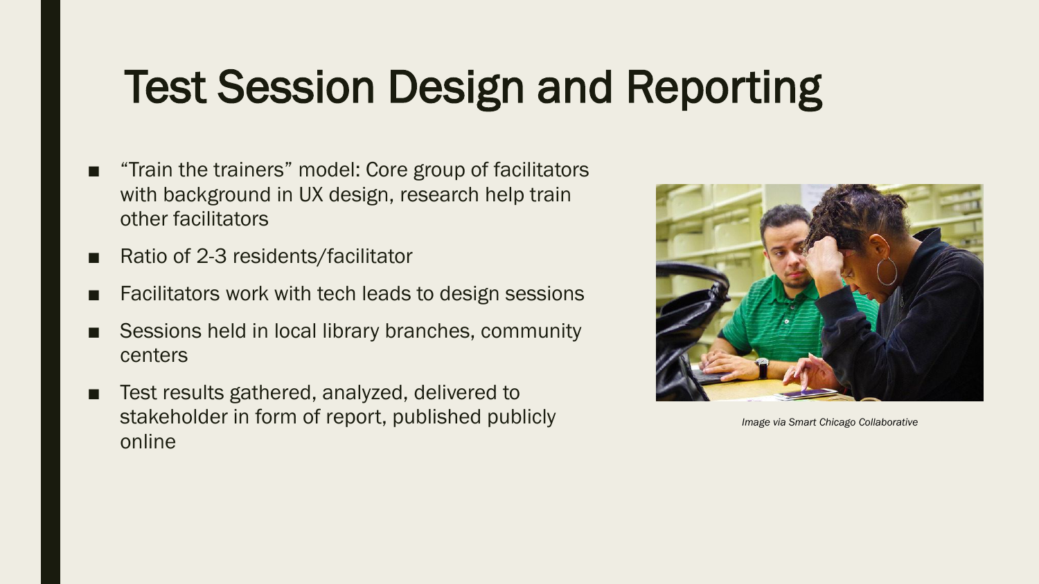# Test Session Design and Reporting

- "Train the trainers" model: Core group of facilitators with background in UX design, research help train other facilitators
- Ratio of 2-3 residents/facilitator
- Facilitators work with tech leads to design sessions
- Sessions held in local library branches, community centers
- Test results gathered, analyzed, delivered to stakeholder in form of report, published publicly online

*Image via Smart Chicago Collaborative*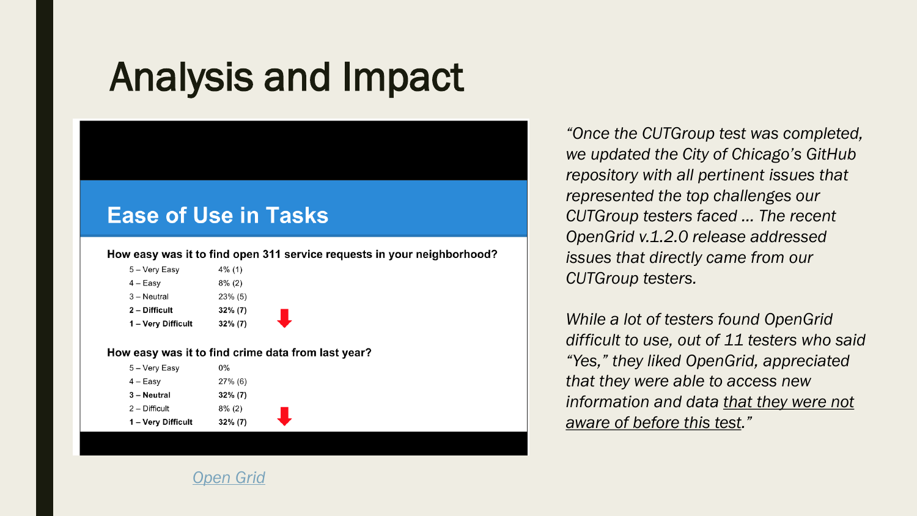# Analysis and Impact

## Ease of Use in Tasks

**How easy was it to find open 311 service requests in your neighborhood?**

| Rating | Response |
|---|---|
| 5 – Very Easy | 4% (1) |
| 4 – Easy | 8% (2) |
| 3 – Neutral | 23% (5) |
| **2 – Difficult** | **32% (7)** |
| **1 – Very Difficult** | **32% (7)** |

**How easy was it to find crime data from last year?**

| Rating | Response |
|---|---|
| 5 – Very Easy | 0% |
| 4 – Easy | 27% (6) |
| **3 – Neutral** | **32% (7)** |
| 2 – Difficult | 8% (2) |
| **1 – Very Difficult** | **32% (7)** |

Open Grid

*"Once the CUTGroup test was completed, we updated the City of Chicago's GitHub repository with all pertinent issues that represented the top challenges our CUTGroup testers faced ... The recent OpenGrid v.1.2.0 release addressed issues that directly came from our CUTGroup testers.*

*While a lot of testers found OpenGrid difficult to use, out of 11 testers who said "Yes," they liked OpenGrid, appreciated that they were able to access new information and data that they were not aware of before this test."*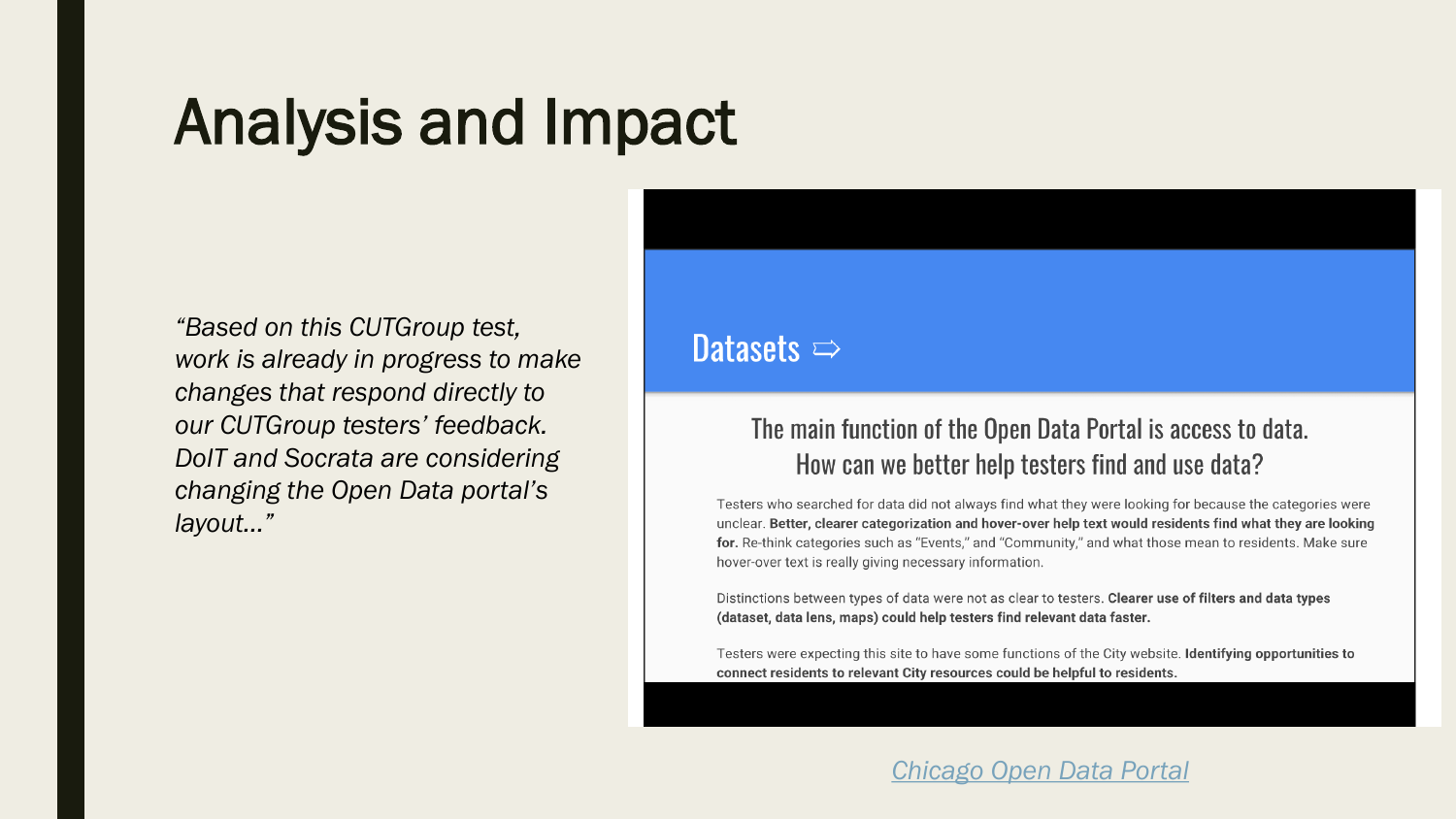# Analysis and Impact

*“Based on this CUTGroup test, work is already in progress to make changes that respond directly to our CUTGroup testers’ feedback. DoIT and Socrata are considering changing the Open Data portal’s layout…”*

## Datasets ⇨

### The main function of the Open Data Portal is access to data. How can we better help testers find and use data?

Testers who searched for data did not always find what they were looking for because the categories were unclear. **Better, clearer categorization and hover-over help text would residents find what they are looking for.** Re-think categories such as “Events,” and “Community,” and what those mean to residents. Make sure hover-over text is really giving necessary information.

Distinctions between types of data were not as clear to testers. **Clearer use of filters and data types (dataset, data lens, maps) could help testers find relevant data faster.**

Testers were expecting this site to have some functions of the City website. **Identifying opportunities to connect residents to relevant City resources could be helpful to residents.**

[Chicago Open Data Portal]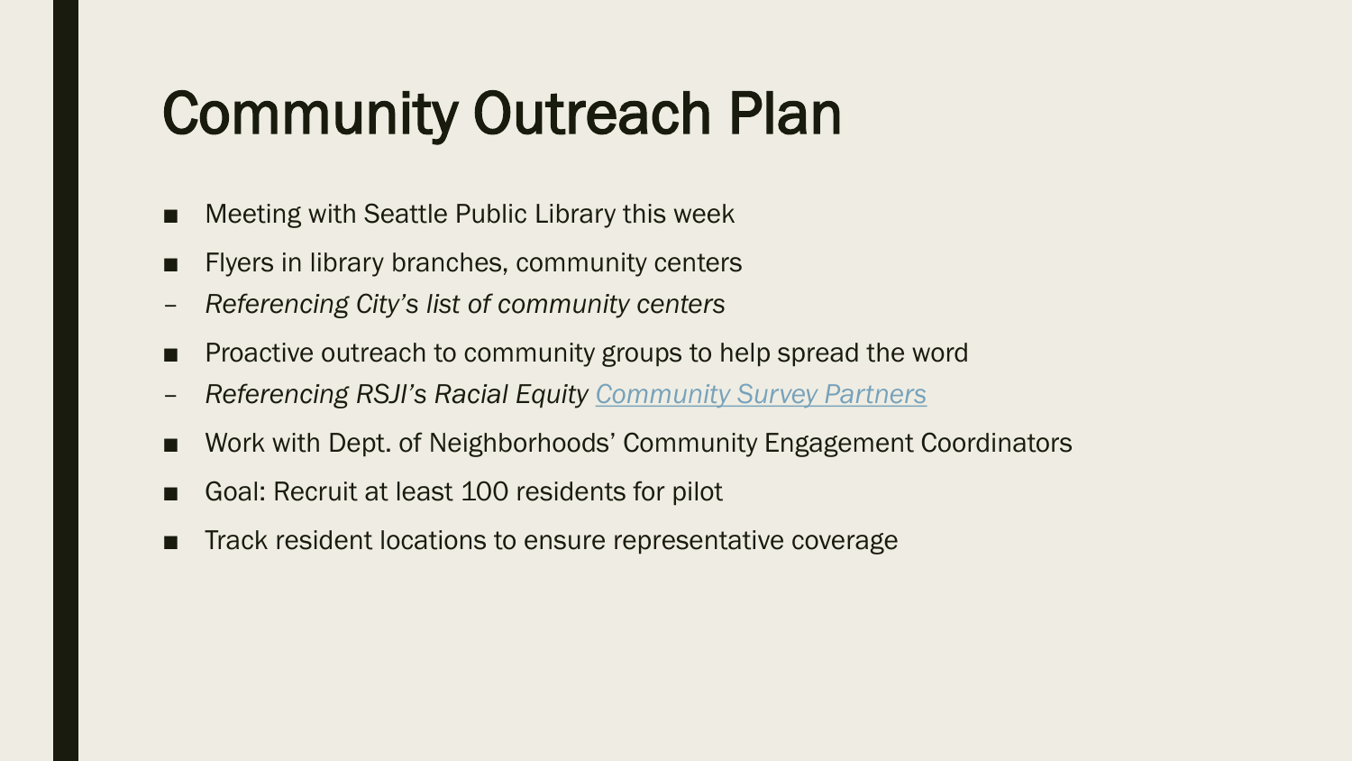# Community Outreach Plan

- Meeting with Seattle Public Library this week
- Flyers in library branches, community centers
  - *Referencing City's list of community centers*
- Proactive outreach to community groups to help spread the word
  - *Referencing RSJI's Racial Equity Community Survey Partners*
- Work with Dept. of Neighborhoods' Community Engagement Coordinators
- Goal: Recruit at least 100 residents for pilot
- Track resident locations to ensure representative coverage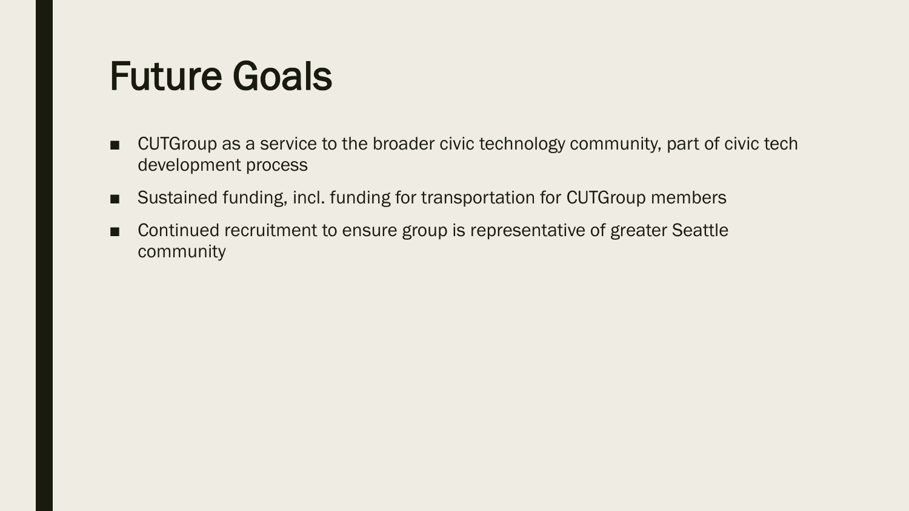# Future Goals

- CUTGroup as a service to the broader civic technology community, part of civic tech development process
- Sustained funding, incl. funding for transportation for CUTGroup members
- Continued recruitment to ensure group is representative of greater Seattle community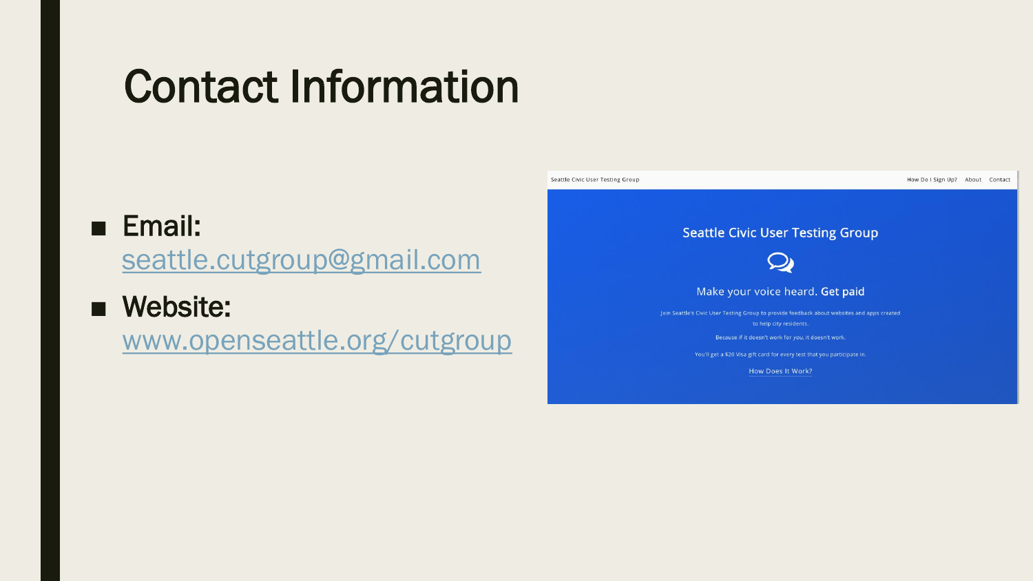# Contact Information

- **Email:** [seattle.cutgroup@gmail.com](mailto:seattle.cutgroup@gmail.com)
- **Website:** [www.openseattle.org/cutgroup](http://www.openseattle.org/cutgroup)